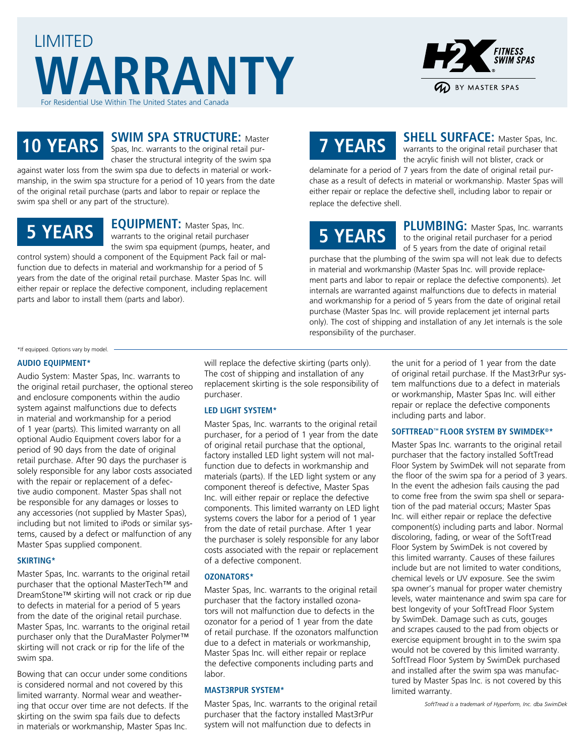# LIMITED WARRANTY

For Residential Use Within The United States and Canada

H2X FITNESS SWIM SPAS BY MASTER SPAS

## 10 YEARS

**SWIM SPA STRUCTURE:** Master Spas, Inc. warrants to the original retail purchaser the structural integrity of the swim spa against water loss from the swim spa due to defects in material or workmanship, in the swim spa structure for a period of 10 years from the date of the original retail purchase (parts and labor to repair or replace the swim spa shell or any part of the structure).

## 5 YEARS

**EQUIPMENT:** Master Spas, Inc. warrants to the original retail purchaser the swim spa equipment (pumps, heater, and control system) should a component of the Equipment Pack fail or malfunction due to defects in material and workmanship for a period of 5 years from the date of the original retail purchase. Master Spas Inc. will either repair or replace the defective component, including replacement parts and labor to install them (parts and labor).

## 7 YEARS

**SHELL SURFACE:** Master Spas, Inc. warrants to the original retail purchaser that the acrylic finish will not blister, crack or delaminate for a period of 7 years from the date of original retail purchase as a result of defects in material or workmanship. Master Spas will either repair or replace the defective shell, including labor to repair or replace the defective shell.

## 5 YEARS

**PLUMBING:** Master Spas, Inc. warrants to the original retail purchaser for a period of 5 years from the date of original retail purchase that the plumbing of the swim spa will not leak due to defects in material and workmanship (Master Spas Inc. will provide replacement parts and labor to repair or replace the defective components). Jet internals are warranted against malfunctions due to defects in material and workmanship for a period of 5 years from the date of original retail purchase (Master Spas Inc. will provide replacement jet internal parts only). The cost of shipping and installation of any Jet internals is the sole responsibility of the purchaser.

*If equipped. Options vary by model.

### AUDIO EQUIPMENT*

Audio System: Master Spas, Inc. warrants to the original retail purchaser, the optional stereo and enclosure components within the audio system against malfunctions due to defects in material and workmanship for a period of 1 year (parts). This limited warranty on all optional Audio Equipment covers labor for a period of 90 days from the date of original retail purchase. After 90 days the purchaser is solely responsible for any labor costs associated with the repair or replacement of a defective audio component. Master Spas shall not be responsible for any damages or losses to any accessories (not supplied by Master Spas), including but not limited to iPods or similar systems, caused by a defect or malfunction of any Master Spas supplied component.

### SKIRTING*

Master Spas, Inc. warrants to the original retail purchaser that the optional MasterTech™ and DreamStone™ skirting will not crack or rip due to defects in material for a period of 5 years from the date of the original retail purchase. Master Spas, Inc. warrants to the original retail purchaser only that the DuraMaster Polymer™ skirting will not crack or rip for the life of the swim spa.

Bowing that can occur under some conditions is considered normal and not covered by this limited warranty. Normal wear and weathering that occur over time are not defects. If the skirting on the swim spa fails due to defects in materials or workmanship, Master Spas Inc. will replace the defective skirting (parts only). The cost of shipping and installation of any replacement skirting is the sole responsibility of purchaser.

### LED LIGHT SYSTEM*

Master Spas, Inc. warrants to the original retail purchaser, for a period of 1 year from the date of original retail purchase that the optional, factory installed LED light system will not malfunction due to defects in workmanship and materials (parts). If the LED light system or any component thereof is defective, Master Spas Inc. will either repair or replace the defective components. This limited warranty on LED light systems covers the labor for a period of 1 year from the date of retail purchase. After 1 year the purchaser is solely responsible for any labor costs associated with the repair or replacement of a defective component.

### OZONATORS*

Master Spas, Inc. warrants to the original retail purchaser that the factory installed ozonators will not malfunction due to defects in the ozonator for a period of 1 year from the date of retail purchase. If the ozonators malfunction due to a defect in materials or workmanship, Master Spas Inc. will either repair or replace the defective components including parts and labor.

### MAST3RPUR SYSTEM*

Master Spas, Inc. warrants to the original retail purchaser that the factory installed Mast3rPur system will not malfunction due to defects in the unit for a period of 1 year from the date of original retail purchase. If the Mast3rPur system malfunctions due to a defect in materials or workmanship, Master Spas Inc. will either repair or replace the defective components including parts and labor.

### SOFTTREAD™ FLOOR SYSTEM BY SWIMDEK®*

Master Spas Inc. warrants to the original retail purchaser that the factory installed SoftTread Floor System by SwimDek will not separate from the floor of the swim spa for a period of 3 years. In the event the adhesion fails causing the pad to come free from the swim spa shell or separation of the pad material occurs; Master Spas Inc. will either repair or replace the defective component(s) including parts and labor. Normal discoloring, fading, or wear of the SoftTread Floor System by SwimDek is not covered by this limited warranty. Causes of these failures include but are not limited to water conditions, chemical levels or UV exposure. See the swim spa owner's manual for proper water chemistry levels, water maintenance and swim spa care for best longevity of your SoftTread Floor System by SwimDek. Damage such as cuts, gouges and scrapes caused to the pad from objects or exercise equipment brought in to the swim spa would not be covered by this limited warranty. SoftTread Floor System by SwimDek purchased and installed after the swim spa was manufactured by Master Spas Inc. is not covered by this limited warranty.

*SoftTread is a trademark of Hyperform, Inc. dba SwimDek*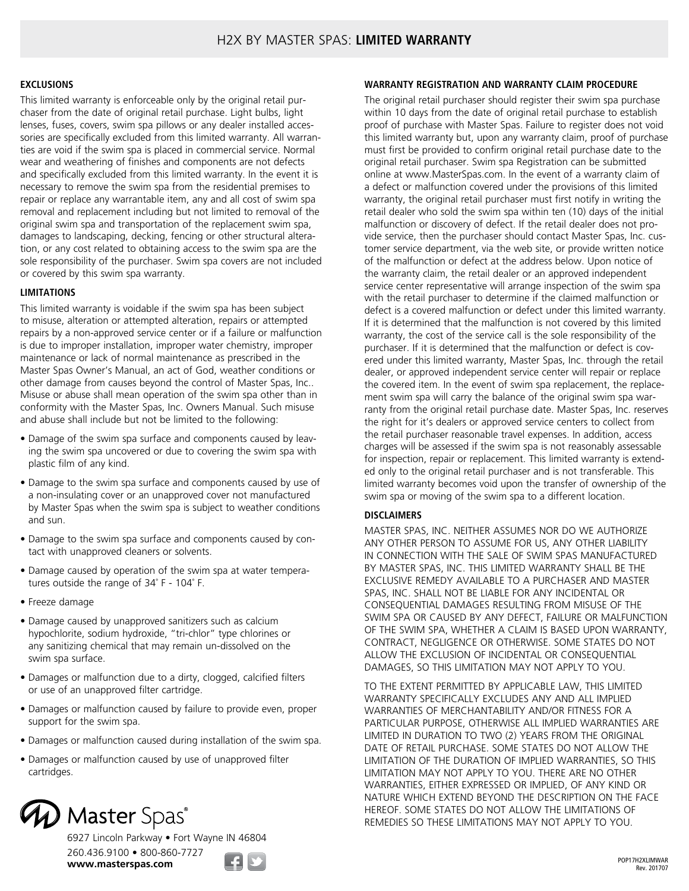# H2X BY MASTER SPAS: **LIMITED WARRANTY**

## EXCLUSIONS

This limited warranty is enforceable only by the original retail purchaser from the date of original retail purchase. Light bulbs, light lenses, fuses, covers, swim spa pillows or any dealer installed accessories are specifically excluded from this limited warranty. All warranties are void if the swim spa is placed in commercial service. Normal wear and weathering of finishes and components are not defects and specifically excluded from this limited warranty. In the event it is necessary to remove the swim spa from the residential premises to repair or replace any warrantable item, any and all cost of swim spa removal and replacement including but not limited to removal of the original swim spa and transportation of the replacement swim spa, damages to landscaping, decking, fencing or other structural alteration, or any cost related to obtaining access to the swim spa are the sole responsibility of the purchaser. Swim spa covers are not included or covered by this swim spa warranty.

## LIMITATIONS

This limited warranty is voidable if the swim spa has been subject to misuse, alteration or attempted alteration, repairs or attempted repairs by a non-approved service center or if a failure or malfunction is due to improper installation, improper water chemistry, improper maintenance or lack of normal maintenance as prescribed in the Master Spas Owner's Manual, an act of God, weather conditions or other damage from causes beyond the control of Master Spas, Inc.. Misuse or abuse shall mean operation of the swim spa other than in conformity with the Master Spas, Inc. Owners Manual. Such misuse and abuse shall include but not be limited to the following:

- Damage of the swim spa surface and components caused by leaving the swim spa uncovered or due to covering the swim spa with plastic film of any kind.
- Damage to the swim spa surface and components caused by use of a non-insulating cover or an unapproved cover not manufactured by Master Spas when the swim spa is subject to weather conditions and sun.
- Damage to the swim spa surface and components caused by contact with unapproved cleaners or solvents.
- Damage caused by operation of the swim spa at water temperatures outside the range of 34˚ F - 104˚ F.
- Freeze damage
- Damage caused by unapproved sanitizers such as calcium hypochlorite, sodium hydroxide, "tri-chlor" type chlorines or any sanitizing chemical that may remain un-dissolved on the swim spa surface.
- Damages or malfunction due to a dirty, clogged, calcified filters or use of an unapproved filter cartridge.
- Damages or malfunction caused by failure to provide even, proper support for the swim spa.
- Damages or malfunction caused during installation of the swim spa.
- Damages or malfunction caused by use of unapproved filter cartridges.

Master Spas®

6927 Lincoln Parkway • Fort Wayne IN 46804

260.436.9100 • 800-860-7727

**www.masterspas.com**

## WARRANTY REGISTRATION AND WARRANTY CLAIM PROCEDURE

The original retail purchaser should register their swim spa purchase within 10 days from the date of original retail purchase to establish proof of purchase with Master Spas. Failure to register does not void this limited warranty but, upon any warranty claim, proof of purchase must first be provided to confirm original retail purchase date to the original retail purchaser. Swim spa Registration can be submitted online at www.MasterSpas.com. In the event of a warranty claim of a defect or malfunction covered under the provisions of this limited warranty, the original retail purchaser must first notify in writing the retail dealer who sold the swim spa within ten (10) days of the initial malfunction or discovery of defect. If the retail dealer does not provide service, then the purchaser should contact Master Spas, Inc. customer service department, via the web site, or provide written notice of the malfunction or defect at the address below. Upon notice of the warranty claim, the retail dealer or an approved independent service center representative will arrange inspection of the swim spa with the retail purchaser to determine if the claimed malfunction or defect is a covered malfunction or defect under this limited warranty. If it is determined that the malfunction is not covered by this limited warranty, the cost of the service call is the sole responsibility of the purchaser. If it is determined that the malfunction or defect is covered under this limited warranty, Master Spas, Inc. through the retail dealer, or approved independent service center will repair or replace the covered item. In the event of swim spa replacement, the replacement swim spa will carry the balance of the original swim spa warranty from the original retail purchase date. Master Spas, Inc. reserves the right for it's dealers or approved service centers to collect from the retail purchaser reasonable travel expenses. In addition, access charges will be assessed if the swim spa is not reasonably assessable for inspection, repair or replacement. This limited warranty is extended only to the original retail purchaser and is not transferable. This limited warranty becomes void upon the transfer of ownership of the swim spa or moving of the swim spa to a different location.

## DISCLAIMERS

MASTER SPAS, INC. NEITHER ASSUMES NOR DO WE AUTHORIZE ANY OTHER PERSON TO ASSUME FOR US, ANY OTHER LIABILITY IN CONNECTION WITH THE SALE OF SWIM SPAS MANUFACTURED BY MASTER SPAS, INC. THIS LIMITED WARRANTY SHALL BE THE EXCLUSIVE REMEDY AVAILABLE TO A PURCHASER AND MASTER SPAS, INC. SHALL NOT BE LIABLE FOR ANY INCIDENTAL OR CONSEQUENTIAL DAMAGES RESULTING FROM MISUSE OF THE SWIM SPA OR CAUSED BY ANY DEFECT, FAILURE OR MALFUNCTION OF THE SWIM SPA, WHETHER A CLAIM IS BASED UPON WARRANTY, CONTRACT, NEGLIGENCE OR OTHERWISE. SOME STATES DO NOT ALLOW THE EXCLUSION OF INCIDENTAL OR CONSEQUENTIAL DAMAGES, SO THIS LIMITATION MAY NOT APPLY TO YOU.

TO THE EXTENT PERMITTED BY APPLICABLE LAW, THIS LIMITED WARRANTY SPECIFICALLY EXCLUDES ANY AND ALL IMPLIED WARRANTIES OF MERCHANTABILITY AND/OR FITNESS FOR A PARTICULAR PURPOSE, OTHERWISE ALL IMPLIED WARRANTIES ARE LIMITED IN DURATION TO TWO (2) YEARS FROM THE ORIGINAL DATE OF RETAIL PURCHASE. SOME STATES DO NOT ALLOW THE LIMITATION OF THE DURATION OF IMPLIED WARRANTIES, SO THIS LIMITATION MAY NOT APPLY TO YOU. THERE ARE NO OTHER WARRANTIES, EITHER EXPRESSED OR IMPLIED, OF ANY KIND OR NATURE WHICH EXTEND BEYOND THE DESCRIPTION ON THE FACE HEREOF. SOME STATES DO NOT ALLOW THE LIMITATIONS OF REMEDIES SO THESE LIMITATIONS MAY NOT APPLY TO YOU.

POP17H2XLIMWAR
Rev. 201707